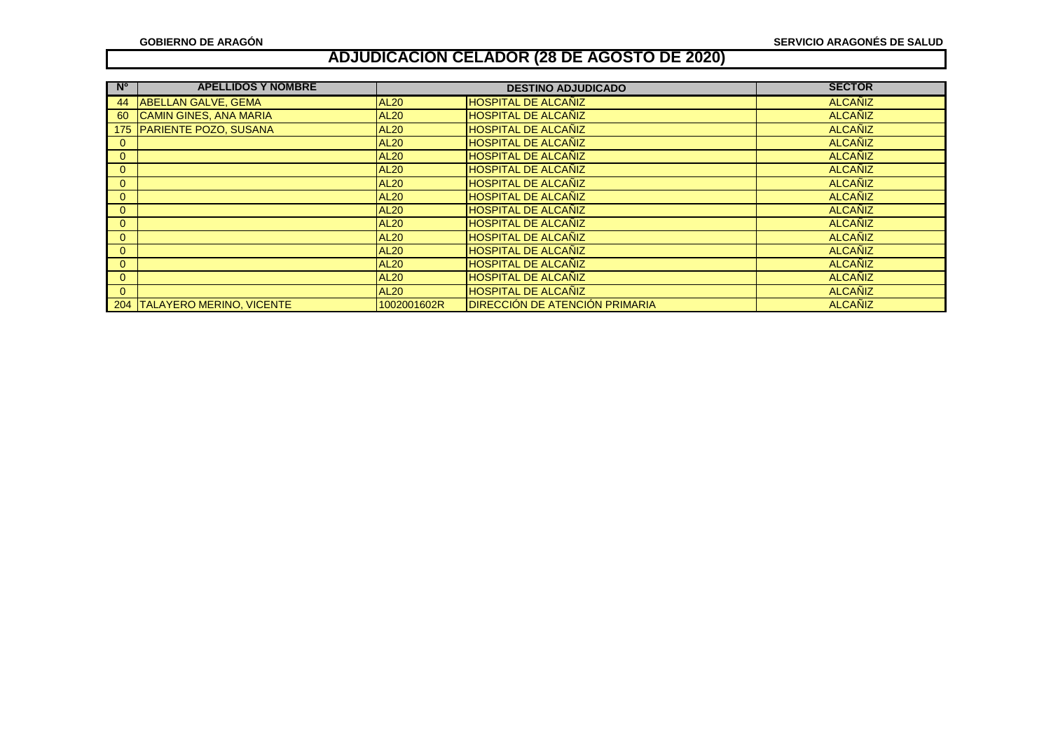GOBIERNO DE ARAGÓN

SERVICIO ARAGONÉS DE SALUD

# ADJUDICACION CELADOR (28 DE AGOSTO DE 2020)

| Nº | APELLIDOS Y NOMBRE | DESTINO ADJUDICADO | | SECTOR |
|---|---|---|---|---|
| 44 | ABELLAN GALVE, GEMA | AL20 | HOSPITAL DE ALCAÑIZ | ALCAÑIZ |
| 60 | CAMIN GINES, ANA MARIA | AL20 | HOSPITAL DE ALCAÑIZ | ALCAÑIZ |
| 175 | PARIENTE POZO, SUSANA | AL20 | HOSPITAL DE ALCAÑIZ | ALCAÑIZ |
| 0 | | AL20 | HOSPITAL DE ALCAÑIZ | ALCAÑIZ |
| 0 | | AL20 | HOSPITAL DE ALCAÑIZ | ALCAÑIZ |
| 0 | | AL20 | HOSPITAL DE ALCAÑIZ | ALCAÑIZ |
| 0 | | AL20 | HOSPITAL DE ALCAÑIZ | ALCAÑIZ |
| 0 | | AL20 | HOSPITAL DE ALCAÑIZ | ALCAÑIZ |
| 0 | | AL20 | HOSPITAL DE ALCAÑIZ | ALCAÑIZ |
| 0 | | AL20 | HOSPITAL DE ALCAÑIZ | ALCAÑIZ |
| 0 | | AL20 | HOSPITAL DE ALCAÑIZ | ALCAÑIZ |
| 0 | | AL20 | HOSPITAL DE ALCAÑIZ | ALCAÑIZ |
| 0 | | AL20 | HOSPITAL DE ALCAÑIZ | ALCAÑIZ |
| 0 | | AL20 | HOSPITAL DE ALCAÑIZ | ALCAÑIZ |
| 0 | | AL20 | HOSPITAL DE ALCAÑIZ | ALCAÑIZ |
| 204 | TALAYERO MERINO, VICENTE | 1002001602R | DIRECCIÓN DE ATENCIÓN PRIMARIA | ALCAÑIZ |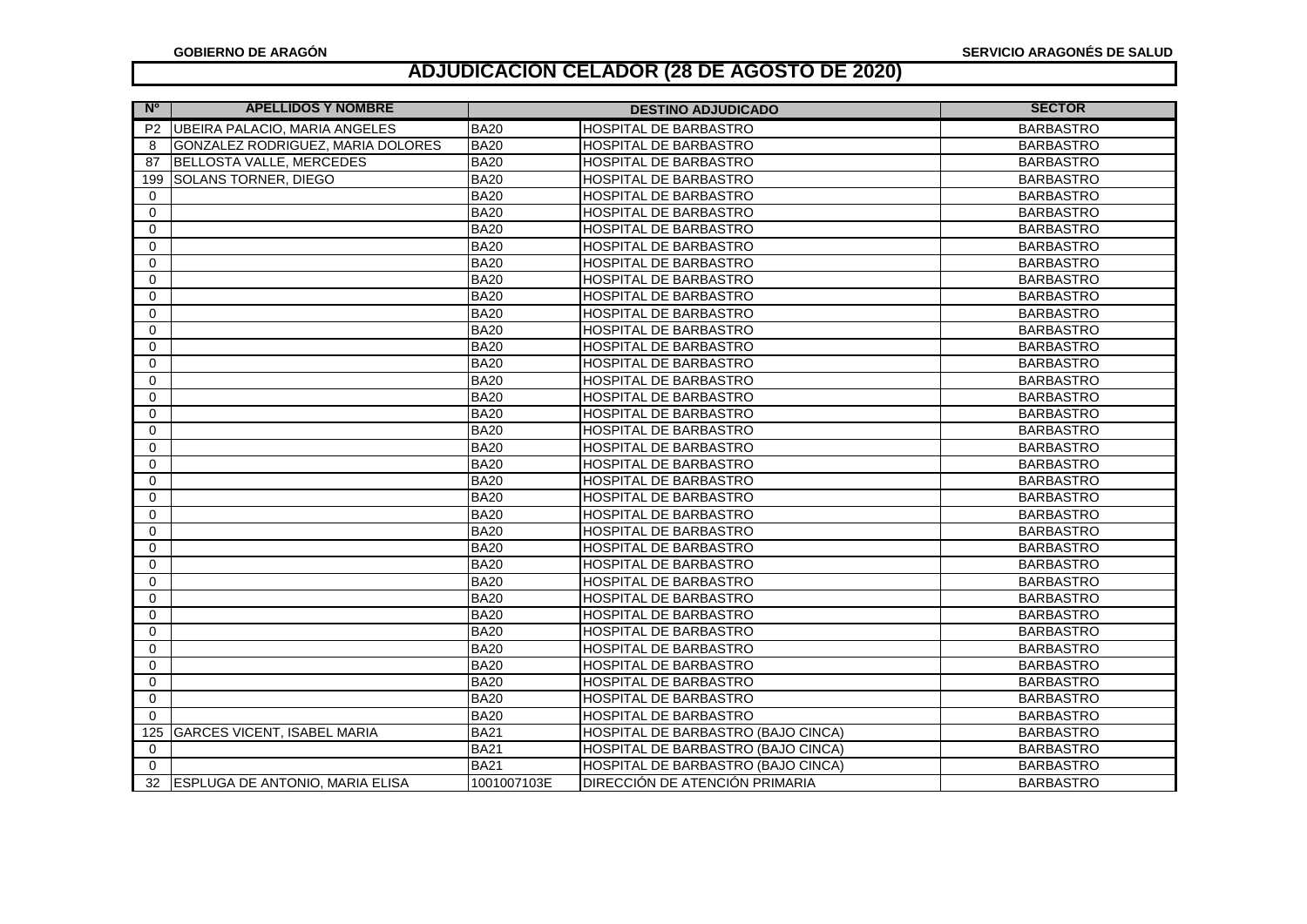# ADJUDICACION CELADOR (28 DE AGOSTO DE 2020)

| Nº | APELLIDOS Y NOMBRE | DESTINO ADJUDICADO | | SECTOR |
|---|---|---|---|---|
| P2 | UBEIRA PALACIO, MARIA ANGELES | BA20 | HOSPITAL DE BARBASTRO | BARBASTRO |
| 8 | GONZALEZ RODRIGUEZ, MARIA DOLORES | BA20 | HOSPITAL DE BARBASTRO | BARBASTRO |
| 87 | BELLOSTA VALLE, MERCEDES | BA20 | HOSPITAL DE BARBASTRO | BARBASTRO |
| 199 | SOLANS TORNER, DIEGO | BA20 | HOSPITAL DE BARBASTRO | BARBASTRO |
| 0 | | BA20 | HOSPITAL DE BARBASTRO | BARBASTRO |
| 0 | | BA20 | HOSPITAL DE BARBASTRO | BARBASTRO |
| 0 | | BA20 | HOSPITAL DE BARBASTRO | BARBASTRO |
| 0 | | BA20 | HOSPITAL DE BARBASTRO | BARBASTRO |
| 0 | | BA20 | HOSPITAL DE BARBASTRO | BARBASTRO |
| 0 | | BA20 | HOSPITAL DE BARBASTRO | BARBASTRO |
| 0 | | BA20 | HOSPITAL DE BARBASTRO | BARBASTRO |
| 0 | | BA20 | HOSPITAL DE BARBASTRO | BARBASTRO |
| 0 | | BA20 | HOSPITAL DE BARBASTRO | BARBASTRO |
| 0 | | BA20 | HOSPITAL DE BARBASTRO | BARBASTRO |
| 0 | | BA20 | HOSPITAL DE BARBASTRO | BARBASTRO |
| 0 | | BA20 | HOSPITAL DE BARBASTRO | BARBASTRO |
| 0 | | BA20 | HOSPITAL DE BARBASTRO | BARBASTRO |
| 0 | | BA20 | HOSPITAL DE BARBASTRO | BARBASTRO |
| 0 | | BA20 | HOSPITAL DE BARBASTRO | BARBASTRO |
| 0 | | BA20 | HOSPITAL DE BARBASTRO | BARBASTRO |
| 0 | | BA20 | HOSPITAL DE BARBASTRO | BARBASTRO |
| 0 | | BA20 | HOSPITAL DE BARBASTRO | BARBASTRO |
| 0 | | BA20 | HOSPITAL DE BARBASTRO | BARBASTRO |
| 0 | | BA20 | HOSPITAL DE BARBASTRO | BARBASTRO |
| 0 | | BA20 | HOSPITAL DE BARBASTRO | BARBASTRO |
| 0 | | BA20 | HOSPITAL DE BARBASTRO | BARBASTRO |
| 0 | | BA20 | HOSPITAL DE BARBASTRO | BARBASTRO |
| 0 | | BA20 | HOSPITAL DE BARBASTRO | BARBASTRO |
| 0 | | BA20 | HOSPITAL DE BARBASTRO | BARBASTRO |
| 0 | | BA20 | HOSPITAL DE BARBASTRO | BARBASTRO |
| 0 | | BA20 | HOSPITAL DE BARBASTRO | BARBASTRO |
| 0 | | BA20 | HOSPITAL DE BARBASTRO | BARBASTRO |
| 0 | | BA20 | HOSPITAL DE BARBASTRO | BARBASTRO |
| 0 | | BA20 | HOSPITAL DE BARBASTRO | BARBASTRO |
| 125 | GARCES VICENT, ISABEL MARIA | BA21 | HOSPITAL DE BARBASTRO (BAJO CINCA) | BARBASTRO |
| 0 | | BA21 | HOSPITAL DE BARBASTRO (BAJO CINCA) | BARBASTRO |
| 0 | | BA21 | HOSPITAL DE BARBASTRO (BAJO CINCA) | BARBASTRO |
| 32 | ESPLUGA DE ANTONIO, MARIA ELISA | 1001007103E | DIRECCIÓN DE ATENCIÓN PRIMARIA | BARBASTRO |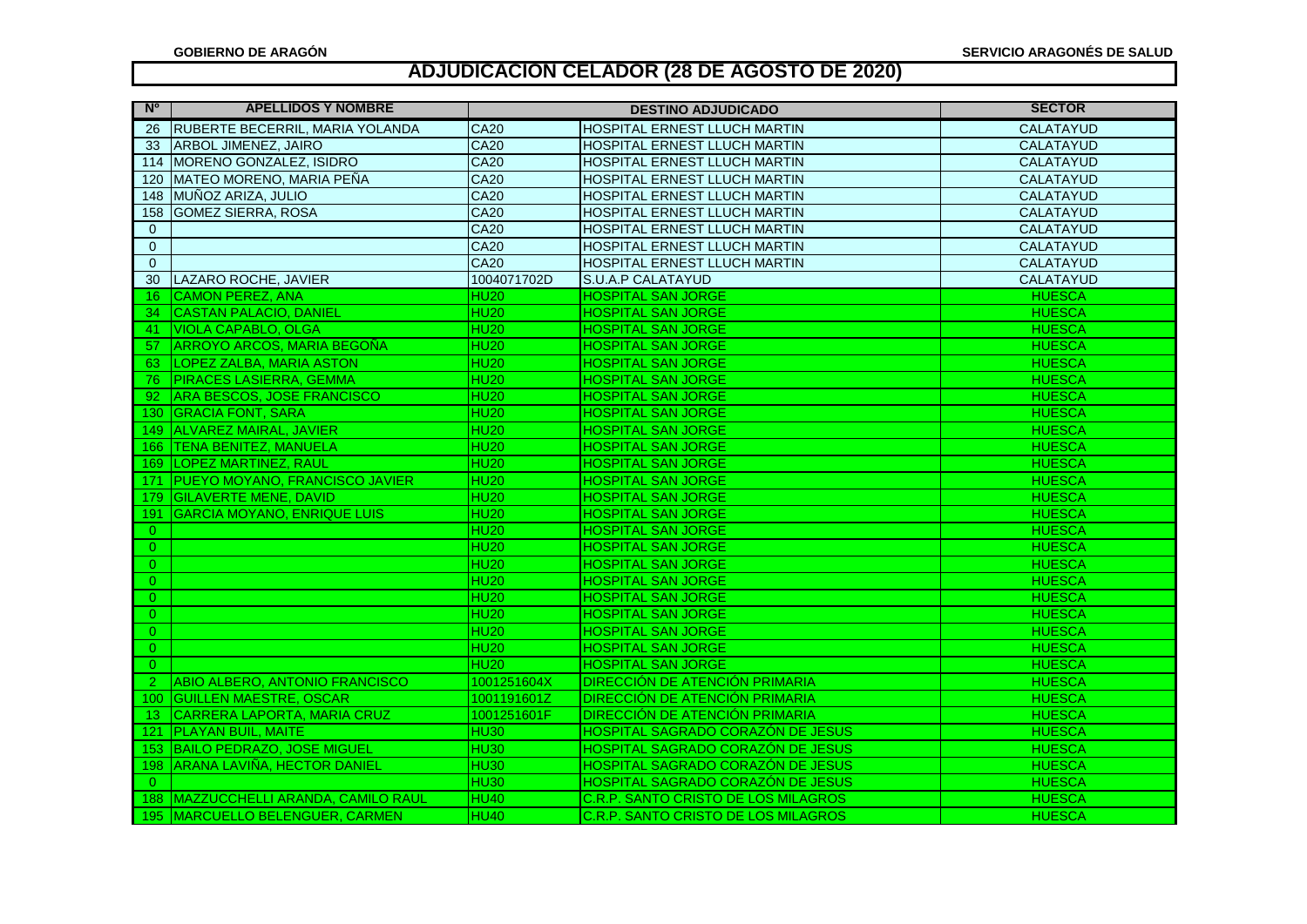# ADJUDICACION CELADOR (28 DE AGOSTO DE 2020)

| Nº | APELLIDOS Y NOMBRE | DESTINO ADJUDICADO | | SECTOR |
|---|---|---|---|---|
| 26 | RUBERTE BECERRIL, MARIA YOLANDA | CA20 | HOSPITAL ERNEST LLUCH MARTIN | CALATAYUD |
| 33 | ARBOL JIMENEZ, JAIRO | CA20 | HOSPITAL ERNEST LLUCH MARTIN | CALATAYUD |
| 114 | MORENO GONZALEZ, ISIDRO | CA20 | HOSPITAL ERNEST LLUCH MARTIN | CALATAYUD |
| 120 | MATEO MORENO, MARIA PEÑA | CA20 | HOSPITAL ERNEST LLUCH MARTIN | CALATAYUD |
| 148 | MUÑOZ ARIZA, JULIO | CA20 | HOSPITAL ERNEST LLUCH MARTIN | CALATAYUD |
| 158 | GOMEZ SIERRA, ROSA | CA20 | HOSPITAL ERNEST LLUCH MARTIN | CALATAYUD |
| 0 | | CA20 | HOSPITAL ERNEST LLUCH MARTIN | CALATAYUD |
| 0 | | CA20 | HOSPITAL ERNEST LLUCH MARTIN | CALATAYUD |
| 0 | | CA20 | HOSPITAL ERNEST LLUCH MARTIN | CALATAYUD |
| 30 | LAZARO ROCHE, JAVIER | 1004071702D | S.U.A.P CALATAYUD | CALATAYUD |
| 16 | CAMON PEREZ, ANA | HU20 | HOSPITAL SAN JORGE | HUESCA |
| 34 | CASTAN PALACIO, DANIEL | HU20 | HOSPITAL SAN JORGE | HUESCA |
| 41 | VIOLA CAPABLO, OLGA | HU20 | HOSPITAL SAN JORGE | HUESCA |
| 57 | ARROYO ARCOS, MARIA BEGOÑA | HU20 | HOSPITAL SAN JORGE | HUESCA |
| 63 | LOPEZ ZALBA, MARIA ASTON | HU20 | HOSPITAL SAN JORGE | HUESCA |
| 76 | PIRACES LASIERRA, GEMMA | HU20 | HOSPITAL SAN JORGE | HUESCA |
| 92 | ARA BESCOS, JOSE FRANCISCO | HU20 | HOSPITAL SAN JORGE | HUESCA |
| 130 | GRACIA FONT, SARA | HU20 | HOSPITAL SAN JORGE | HUESCA |
| 149 | ALVAREZ MAIRAL, JAVIER | HU20 | HOSPITAL SAN JORGE | HUESCA |
| 166 | TENA BENITEZ, MANUELA | HU20 | HOSPITAL SAN JORGE | HUESCA |
| 169 | LOPEZ MARTINEZ, RAUL | HU20 | HOSPITAL SAN JORGE | HUESCA |
| 171 | PUEYO MOYANO, FRANCISCO JAVIER | HU20 | HOSPITAL SAN JORGE | HUESCA |
| 179 | GILAVERTE MENE, DAVID | HU20 | HOSPITAL SAN JORGE | HUESCA |
| 191 | GARCIA MOYANO, ENRIQUE LUIS | HU20 | HOSPITAL SAN JORGE | HUESCA |
| 0 | | HU20 | HOSPITAL SAN JORGE | HUESCA |
| 0 | | HU20 | HOSPITAL SAN JORGE | HUESCA |
| 0 | | HU20 | HOSPITAL SAN JORGE | HUESCA |
| 0 | | HU20 | HOSPITAL SAN JORGE | HUESCA |
| 0 | | HU20 | HOSPITAL SAN JORGE | HUESCA |
| 0 | | HU20 | HOSPITAL SAN JORGE | HUESCA |
| 0 | | HU20 | HOSPITAL SAN JORGE | HUESCA |
| 0 | | HU20 | HOSPITAL SAN JORGE | HUESCA |
| 0 | | HU20 | HOSPITAL SAN JORGE | HUESCA |
| 2 | ABIO ALBERO, ANTONIO FRANCISCO | 1001251604X | DIRECCIÓN DE ATENCIÓN PRIMARIA | HUESCA |
| 100 | GUILLEN MAESTRE, OSCAR | 1001191601Z | DIRECCIÓN DE ATENCIÓN PRIMARIA | HUESCA |
| 13 | CARRERA LAPORTA, MARIA CRUZ | 1001251601F | DIRECCIÓN DE ATENCIÓN PRIMARIA | HUESCA |
| 121 | PLAYAN BUIL, MAITE | HU30 | HOSPITAL SAGRADO CORAZÓN DE JESUS | HUESCA |
| 153 | BAILO PEDRAZO, JOSE MIGUEL | HU30 | HOSPITAL SAGRADO CORAZÓN DE JESUS | HUESCA |
| 198 | ARANA LAVIÑA, HECTOR DANIEL | HU30 | HOSPITAL SAGRADO CORAZÓN DE JESUS | HUESCA |
| 0 | | HU30 | HOSPITAL SAGRADO CORAZÓN DE JESUS | HUESCA |
| 188 | MAZZUCCHELLI ARANDA, CAMILO RAUL | HU40 | C.R.P. SANTO CRISTO DE LOS MILAGROS | HUESCA |
| 195 | MARCUELLO BELENGUER, CARMEN | HU40 | C.R.P. SANTO CRISTO DE LOS MILAGROS | HUESCA |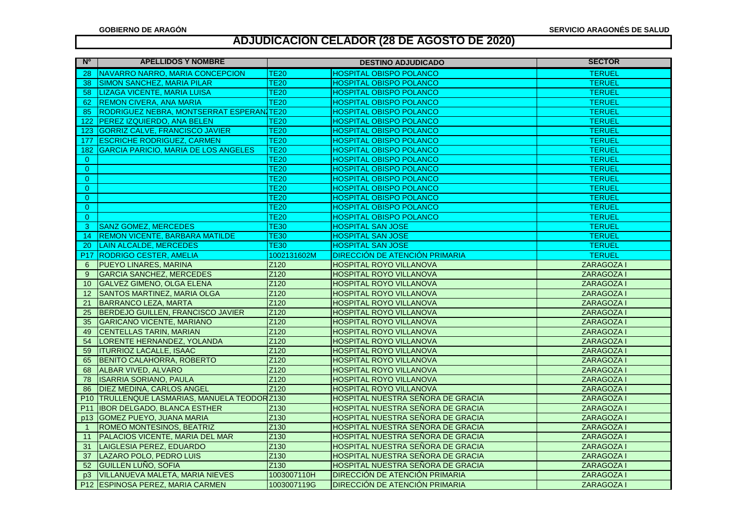GOBIERNO DE ARAGÓN

SERVICIO ARAGONÉS DE SALUD

# ADJUDICACIÓN CELADOR (28 DE AGOSTO DE 2020)

| Nº | APELLIDOS Y NOMBRE | DESTINO ADJUDICADO | | SECTOR |
|---|---|---|---|---|
| 28 | NAVARRO NARRO, MARIA CONCEPCION | TE20 | HOSPITAL OBISPO POLANCO | TERUEL |
| 38 | SIMON SANCHEZ, MARIA PILAR | TE20 | HOSPITAL OBISPO POLANCO | TERUEL |
| 58 | LIZAGA VICENTE, MARIA LUISA | TE20 | HOSPITAL OBISPO POLANCO | TERUEL |
| 62 | REMON CIVERA, ANA MARIA | TE20 | HOSPITAL OBISPO POLANCO | TERUEL |
| 85 | RODRIGUEZ NEBRA, MONTSERRAT ESPERAN | TE20 | HOSPITAL OBISPO POLANCO | TERUEL |
| 122 | PEREZ IZQUIERDO, ANA BELEN | TE20 | HOSPITAL OBISPO POLANCO | TERUEL |
| 123 | GORRIZ CALVE, FRANCISCO JAVIER | TE20 | HOSPITAL OBISPO POLANCO | TERUEL |
| 177 | ESCRICHE RODRIGUEZ, CARMEN | TE20 | HOSPITAL OBISPO POLANCO | TERUEL |
| 182 | GARCIA PARICIO, MARIA DE LOS ANGELES | TE20 | HOSPITAL OBISPO POLANCO | TERUEL |
| 0 | | TE20 | HOSPITAL OBISPO POLANCO | TERUEL |
| 0 | | TE20 | HOSPITAL OBISPO POLANCO | TERUEL |
| 0 | | TE20 | HOSPITAL OBISPO POLANCO | TERUEL |
| 0 | | TE20 | HOSPITAL OBISPO POLANCO | TERUEL |
| 0 | | TE20 | HOSPITAL OBISPO POLANCO | TERUEL |
| 0 | | TE20 | HOSPITAL OBISPO POLANCO | TERUEL |
| 0 | | TE20 | HOSPITAL OBISPO POLANCO | TERUEL |
| 3 | SANZ GOMEZ, MERCEDES | TE30 | HOSPITAL SAN JOSE | TERUEL |
| 14 | REMON VICENTE, BARBARA MATILDE | TE30 | HOSPITAL SAN JOSE | TERUEL |
| 20 | LAIN ALCALDE, MERCEDES | TE30 | HOSPITAL SAN JOSE | TERUEL |
| P17 | RODRIGO CESTER, AMELIA | 1002131602M | DIRECCIÓN DE ATENCIÓN PRIMARIA | TERUEL |
| 6 | PUEYO LINARES, MARINA | Z120 | HOSPITAL ROYO VILLANOVA | ZARAGOZA I |
| 9 | GARCIA SANCHEZ, MERCEDES | Z120 | HOSPITAL ROYO VILLANOVA | ZARAGOZA I |
| 10 | GALVEZ GIMENO, OLGA ELENA | Z120 | HOSPITAL ROYO VILLANOVA | ZARAGOZA I |
| 12 | SANTOS MARTINEZ, MARIA OLGA | Z120 | HOSPITAL ROYO VILLANOVA | ZARAGOZA I |
| 21 | BARRANCO LEZA, MARTA | Z120 | HOSPITAL ROYO VILLANOVA | ZARAGOZA I |
| 25 | BERDEJO GUILLEN, FRANCISCO JAVIER | Z120 | HOSPITAL ROYO VILLANOVA | ZARAGOZA I |
| 35 | GARICANO VICENTE, MARIANO | Z120 | HOSPITAL ROYO VILLANOVA | ZARAGOZA I |
| 49 | CENTELLAS TARIN, MARIAN | Z120 | HOSPITAL ROYO VILLANOVA | ZARAGOZA I |
| 54 | LORENTE HERNANDEZ, YOLANDA | Z120 | HOSPITAL ROYO VILLANOVA | ZARAGOZA I |
| 59 | ITURRIOZ LACALLE, ISAAC | Z120 | HOSPITAL ROYO VILLANOVA | ZARAGOZA I |
| 65 | BENITO CALAHORRA, ROBERTO | Z120 | HOSPITAL ROYO VILLANOVA | ZARAGOZA I |
| 68 | ALBAR VIVED, ALVARO | Z120 | HOSPITAL ROYO VILLANOVA | ZARAGOZA I |
| 78 | ISARRIA SORIANO, PAULA | Z120 | HOSPITAL ROYO VILLANOVA | ZARAGOZA I |
| 86 | DIEZ MEDINA, CARLOS ANGEL | Z120 | HOSPITAL ROYO VILLANOVA | ZARAGOZA I |
| P10 | TRULLENQUE LASMARIAS, MANUELA TEODOR | Z130 | HOSPITAL NUESTRA SEÑORA DE GRACIA | ZARAGOZA I |
| P11 | IBOR DELGADO, BLANCA ESTHER | Z130 | HOSPITAL NUESTRA SEÑORA DE GRACIA | ZARAGOZA I |
| p13 | GOMEZ PUEYO, JUANA MARIA | Z130 | HOSPITAL NUESTRA SEÑORA DE GRACIA | ZARAGOZA I |
| 1 | ROMEO MONTESINOS, BEATRIZ | Z130 | HOSPITAL NUESTRA SEÑORA DE GRACIA | ZARAGOZA I |
| 11 | PALACIOS VICENTE, MARIA DEL MAR | Z130 | HOSPITAL NUESTRA SEÑORA DE GRACIA | ZARAGOZA I |
| 31 | LAIGLESIA PEREZ, EDUARDO | Z130 | HOSPITAL NUESTRA SEÑORA DE GRACIA | ZARAGOZA I |
| 37 | LAZARO POLO, PEDRO LUIS | Z130 | HOSPITAL NUESTRA SEÑORA DE GRACIA | ZARAGOZA I |
| 52 | GUILLEN LUÑO, SOFIA | Z130 | HOSPITAL NUESTRA SEÑORA DE GRACIA | ZARAGOZA I |
| p3 | VILLANUEVA MALETA, MARIA NIEVES | 1003007110H | DIRECCIÓN DE ATENCIÓN PRIMARIA | ZARAGOZA I |
| P12 | ESPINOSA PEREZ, MARIA CARMEN | 1003007119G | DIRECCIÓN DE ATENCIÓN PRIMARIA | ZARAGOZA I |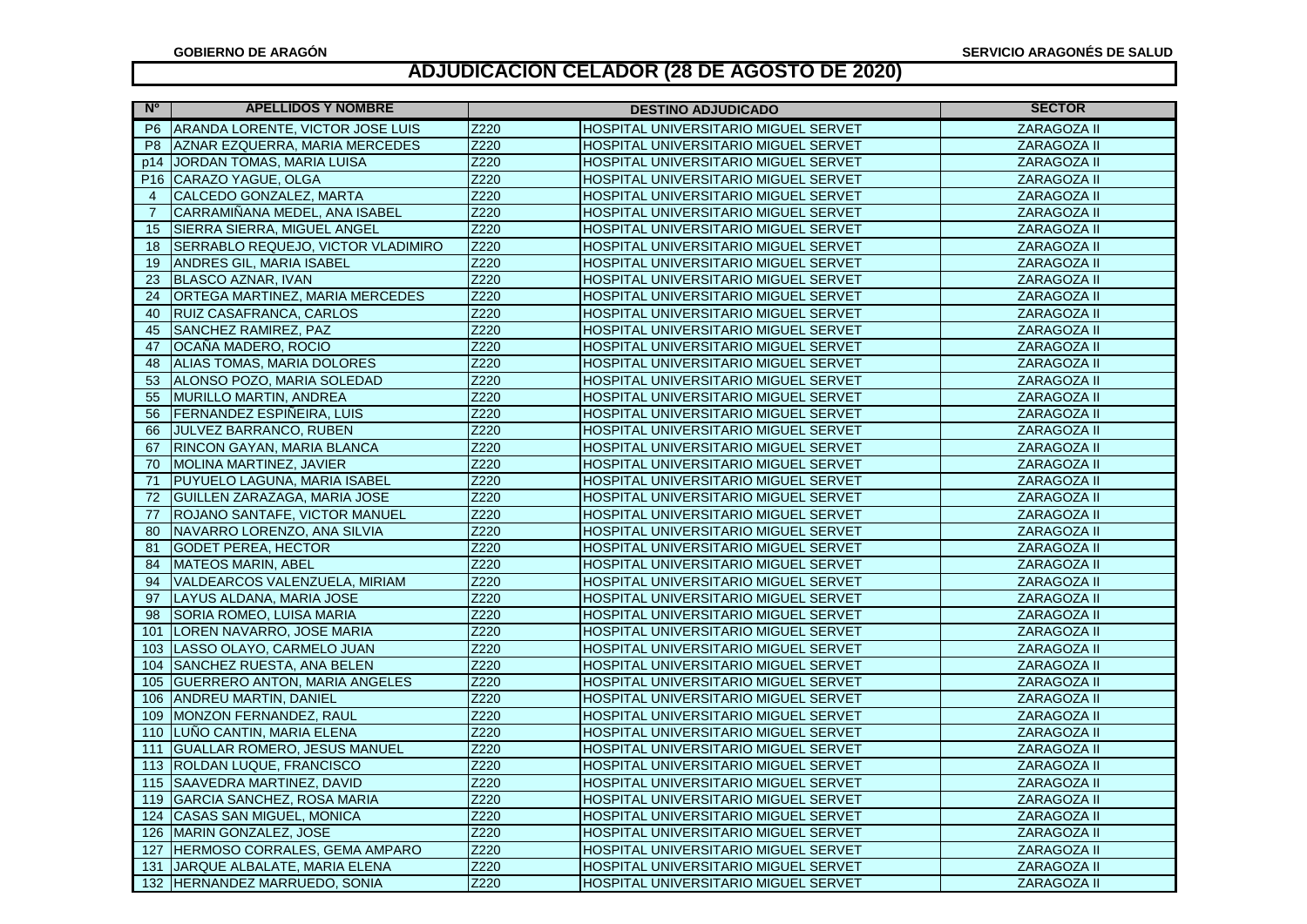GOBIERNO DE ARAGÓN

SERVICIO ARAGONÉS DE SALUD

# ADJUDICACION CELADOR (28 DE AGOSTO DE 2020)

| Nº | APELLIDOS Y NOMBRE | DESTINO ADJUDICADO | | SECTOR |
|---|---|---|---|---|
| P6 | ARANDA LORENTE, VICTOR JOSE LUIS | Z220 | HOSPITAL UNIVERSITARIO MIGUEL SERVET | ZARAGOZA II |
| P8 | AZNAR EZQUERRA, MARIA MERCEDES | Z220 | HOSPITAL UNIVERSITARIO MIGUEL SERVET | ZARAGOZA II |
| p14 | JORDAN TOMAS, MARIA LUISA | Z220 | HOSPITAL UNIVERSITARIO MIGUEL SERVET | ZARAGOZA II |
| P16 | CARAZO YAGUE, OLGA | Z220 | HOSPITAL UNIVERSITARIO MIGUEL SERVET | ZARAGOZA II |
| 4 | CALCEDO GONZALEZ, MARTA | Z220 | HOSPITAL UNIVERSITARIO MIGUEL SERVET | ZARAGOZA II |
| 7 | CARRAMIÑANA MEDEL, ANA ISABEL | Z220 | HOSPITAL UNIVERSITARIO MIGUEL SERVET | ZARAGOZA II |
| 15 | SIERRA SIERRA, MIGUEL ANGEL | Z220 | HOSPITAL UNIVERSITARIO MIGUEL SERVET | ZARAGOZA II |
| 18 | SERRABLO REQUEJO, VICTOR VLADIMIRO | Z220 | HOSPITAL UNIVERSITARIO MIGUEL SERVET | ZARAGOZA II |
| 19 | ANDRES GIL, MARIA ISABEL | Z220 | HOSPITAL UNIVERSITARIO MIGUEL SERVET | ZARAGOZA II |
| 23 | BLASCO AZNAR, IVAN | Z220 | HOSPITAL UNIVERSITARIO MIGUEL SERVET | ZARAGOZA II |
| 24 | ORTEGA MARTINEZ, MARIA MERCEDES | Z220 | HOSPITAL UNIVERSITARIO MIGUEL SERVET | ZARAGOZA II |
| 40 | RUIZ CASAFRANCA, CARLOS | Z220 | HOSPITAL UNIVERSITARIO MIGUEL SERVET | ZARAGOZA II |
| 45 | SANCHEZ RAMIREZ, PAZ | Z220 | HOSPITAL UNIVERSITARIO MIGUEL SERVET | ZARAGOZA II |
| 47 | OCAÑA MADERO, ROCIO | Z220 | HOSPITAL UNIVERSITARIO MIGUEL SERVET | ZARAGOZA II |
| 48 | ALIAS TOMAS, MARIA DOLORES | Z220 | HOSPITAL UNIVERSITARIO MIGUEL SERVET | ZARAGOZA II |
| 53 | ALONSO POZO, MARIA SOLEDAD | Z220 | HOSPITAL UNIVERSITARIO MIGUEL SERVET | ZARAGOZA II |
| 55 | MURILLO MARTIN, ANDREA | Z220 | HOSPITAL UNIVERSITARIO MIGUEL SERVET | ZARAGOZA II |
| 56 | FERNANDEZ ESPIÑEIRA, LUIS | Z220 | HOSPITAL UNIVERSITARIO MIGUEL SERVET | ZARAGOZA II |
| 66 | JULVEZ BARRANCO, RUBEN | Z220 | HOSPITAL UNIVERSITARIO MIGUEL SERVET | ZARAGOZA II |
| 67 | RINCON GAYAN, MARIA BLANCA | Z220 | HOSPITAL UNIVERSITARIO MIGUEL SERVET | ZARAGOZA II |
| 70 | MOLINA MARTINEZ, JAVIER | Z220 | HOSPITAL UNIVERSITARIO MIGUEL SERVET | ZARAGOZA II |
| 71 | PUYUELO LAGUNA, MARIA ISABEL | Z220 | HOSPITAL UNIVERSITARIO MIGUEL SERVET | ZARAGOZA II |
| 72 | GUILLEN ZARAZAGA, MARIA JOSE | Z220 | HOSPITAL UNIVERSITARIO MIGUEL SERVET | ZARAGOZA II |
| 77 | ROJANO SANTAFE, VICTOR MANUEL | Z220 | HOSPITAL UNIVERSITARIO MIGUEL SERVET | ZARAGOZA II |
| 80 | NAVARRO LORENZO, ANA SILVIA | Z220 | HOSPITAL UNIVERSITARIO MIGUEL SERVET | ZARAGOZA II |
| 81 | GODET PEREA, HECTOR | Z220 | HOSPITAL UNIVERSITARIO MIGUEL SERVET | ZARAGOZA II |
| 84 | MATEOS MARIN, ABEL | Z220 | HOSPITAL UNIVERSITARIO MIGUEL SERVET | ZARAGOZA II |
| 94 | VALDEARCOS VALENZUELA, MIRIAM | Z220 | HOSPITAL UNIVERSITARIO MIGUEL SERVET | ZARAGOZA II |
| 97 | LAYUS ALDANA, MARIA JOSE | Z220 | HOSPITAL UNIVERSITARIO MIGUEL SERVET | ZARAGOZA II |
| 98 | SORIA ROMEO, LUISA MARIA | Z220 | HOSPITAL UNIVERSITARIO MIGUEL SERVET | ZARAGOZA II |
| 101 | LOREN NAVARRO, JOSE MARIA | Z220 | HOSPITAL UNIVERSITARIO MIGUEL SERVET | ZARAGOZA II |
| 103 | LASSO OLAYO, CARMELO JUAN | Z220 | HOSPITAL UNIVERSITARIO MIGUEL SERVET | ZARAGOZA II |
| 104 | SANCHEZ RUESTA, ANA BELEN | Z220 | HOSPITAL UNIVERSITARIO MIGUEL SERVET | ZARAGOZA II |
| 105 | GUERRERO ANTON, MARIA ANGELES | Z220 | HOSPITAL UNIVERSITARIO MIGUEL SERVET | ZARAGOZA II |
| 106 | ANDREU MARTIN, DANIEL | Z220 | HOSPITAL UNIVERSITARIO MIGUEL SERVET | ZARAGOZA II |
| 109 | MONZON FERNANDEZ, RAUL | Z220 | HOSPITAL UNIVERSITARIO MIGUEL SERVET | ZARAGOZA II |
| 110 | LUÑO CANTIN, MARIA ELENA | Z220 | HOSPITAL UNIVERSITARIO MIGUEL SERVET | ZARAGOZA II |
| 111 | GUALLAR ROMERO, JESUS MANUEL | Z220 | HOSPITAL UNIVERSITARIO MIGUEL SERVET | ZARAGOZA II |
| 113 | ROLDAN LUQUE, FRANCISCO | Z220 | HOSPITAL UNIVERSITARIO MIGUEL SERVET | ZARAGOZA II |
| 115 | SAAVEDRA MARTINEZ, DAVID | Z220 | HOSPITAL UNIVERSITARIO MIGUEL SERVET | ZARAGOZA II |
| 119 | GARCIA SANCHEZ, ROSA MARIA | Z220 | HOSPITAL UNIVERSITARIO MIGUEL SERVET | ZARAGOZA II |
| 124 | CASAS SAN MIGUEL, MONICA | Z220 | HOSPITAL UNIVERSITARIO MIGUEL SERVET | ZARAGOZA II |
| 126 | MARIN GONZALEZ, JOSE | Z220 | HOSPITAL UNIVERSITARIO MIGUEL SERVET | ZARAGOZA II |
| 127 | HERMOSO CORRALES, GEMA AMPARO | Z220 | HOSPITAL UNIVERSITARIO MIGUEL SERVET | ZARAGOZA II |
| 131 | JARQUE ALBALATE, MARIA ELENA | Z220 | HOSPITAL UNIVERSITARIO MIGUEL SERVET | ZARAGOZA II |
| 132 | HERNANDEZ MARRUEDO, SONIA | Z220 | HOSPITAL UNIVERSITARIO MIGUEL SERVET | ZARAGOZA II |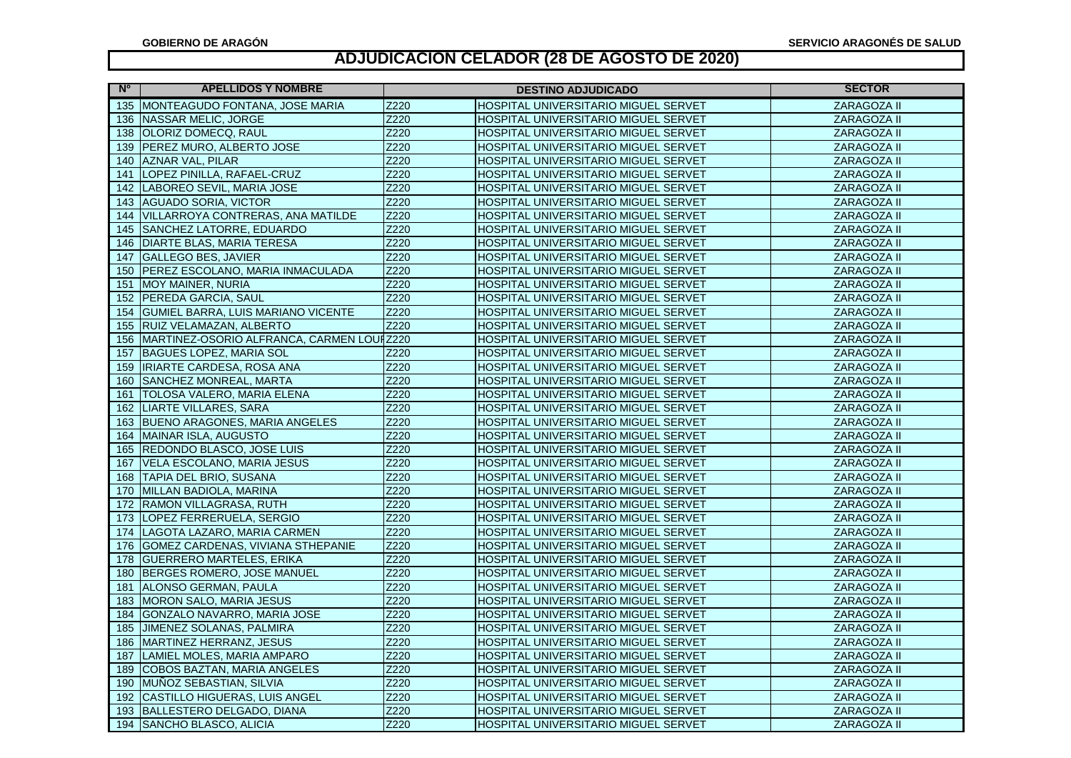GOBIERNO DE ARAGÓN

SERVICIO ARAGONÉS DE SALUD

# ADJUDICACION CELADOR (28 DE AGOSTO DE 2020)

| Nº | APELLIDOS Y NOMBRE | DESTINO ADJUDICADO | | SECTOR |
|---|---|---|---|---|
| 135 | MONTEAGUDO FONTANA, JOSE MARIA | Z220 | HOSPITAL UNIVERSITARIO MIGUEL SERVET | ZARAGOZA II |
| 136 | NASSAR MELIC, JORGE | Z220 | HOSPITAL UNIVERSITARIO MIGUEL SERVET | ZARAGOZA II |
| 138 | OLORIZ DOMECQ, RAUL | Z220 | HOSPITAL UNIVERSITARIO MIGUEL SERVET | ZARAGOZA II |
| 139 | PEREZ MURO, ALBERTO JOSE | Z220 | HOSPITAL UNIVERSITARIO MIGUEL SERVET | ZARAGOZA II |
| 140 | AZNAR VAL, PILAR | Z220 | HOSPITAL UNIVERSITARIO MIGUEL SERVET | ZARAGOZA II |
| 141 | LOPEZ PINILLA, RAFAEL-CRUZ | Z220 | HOSPITAL UNIVERSITARIO MIGUEL SERVET | ZARAGOZA II |
| 142 | LABOREO SEVIL, MARIA JOSE | Z220 | HOSPITAL UNIVERSITARIO MIGUEL SERVET | ZARAGOZA II |
| 143 | AGUADO SORIA, VICTOR | Z220 | HOSPITAL UNIVERSITARIO MIGUEL SERVET | ZARAGOZA II |
| 144 | VILLARROYA CONTRERAS, ANA MATILDE | Z220 | HOSPITAL UNIVERSITARIO MIGUEL SERVET | ZARAGOZA II |
| 145 | SANCHEZ LATORRE, EDUARDO | Z220 | HOSPITAL UNIVERSITARIO MIGUEL SERVET | ZARAGOZA II |
| 146 | DIARTE BLAS, MARIA TERESA | Z220 | HOSPITAL UNIVERSITARIO MIGUEL SERVET | ZARAGOZA II |
| 147 | GALLEGO BES, JAVIER | Z220 | HOSPITAL UNIVERSITARIO MIGUEL SERVET | ZARAGOZA II |
| 150 | PEREZ ESCOLANO, MARIA INMACULADA | Z220 | HOSPITAL UNIVERSITARIO MIGUEL SERVET | ZARAGOZA II |
| 151 | MOY MAINER, NURIA | Z220 | HOSPITAL UNIVERSITARIO MIGUEL SERVET | ZARAGOZA II |
| 152 | PEREDA GARCIA, SAUL | Z220 | HOSPITAL UNIVERSITARIO MIGUEL SERVET | ZARAGOZA II |
| 154 | GUMIEL BARRA, LUIS MARIANO VICENTE | Z220 | HOSPITAL UNIVERSITARIO MIGUEL SERVET | ZARAGOZA II |
| 155 | RUIZ VELAMAZAN, ALBERTO | Z220 | HOSPITAL UNIVERSITARIO MIGUEL SERVET | ZARAGOZA II |
| 156 | MARTINEZ-OSORIO ALFRANCA, CARMEN LOUI | Z220 | HOSPITAL UNIVERSITARIO MIGUEL SERVET | ZARAGOZA II |
| 157 | BAGUES LOPEZ, MARIA SOL | Z220 | HOSPITAL UNIVERSITARIO MIGUEL SERVET | ZARAGOZA II |
| 159 | IRIARTE CARDESA, ROSA ANA | Z220 | HOSPITAL UNIVERSITARIO MIGUEL SERVET | ZARAGOZA II |
| 160 | SANCHEZ MONREAL, MARTA | Z220 | HOSPITAL UNIVERSITARIO MIGUEL SERVET | ZARAGOZA II |
| 161 | TOLOSA VALERO, MARIA ELENA | Z220 | HOSPITAL UNIVERSITARIO MIGUEL SERVET | ZARAGOZA II |
| 162 | LIARTE VILLARES, SARA | Z220 | HOSPITAL UNIVERSITARIO MIGUEL SERVET | ZARAGOZA II |
| 163 | BUENO ARAGONES, MARIA ANGELES | Z220 | HOSPITAL UNIVERSITARIO MIGUEL SERVET | ZARAGOZA II |
| 164 | MAINAR ISLA, AUGUSTO | Z220 | HOSPITAL UNIVERSITARIO MIGUEL SERVET | ZARAGOZA II |
| 165 | REDONDO BLASCO, JOSE LUIS | Z220 | HOSPITAL UNIVERSITARIO MIGUEL SERVET | ZARAGOZA II |
| 167 | VELA ESCOLANO, MARIA JESUS | Z220 | HOSPITAL UNIVERSITARIO MIGUEL SERVET | ZARAGOZA II |
| 168 | TAPIA DEL BRIO, SUSANA | Z220 | HOSPITAL UNIVERSITARIO MIGUEL SERVET | ZARAGOZA II |
| 170 | MILLAN BADIOLA, MARINA | Z220 | HOSPITAL UNIVERSITARIO MIGUEL SERVET | ZARAGOZA II |
| 172 | RAMON VILLAGRASA, RUTH | Z220 | HOSPITAL UNIVERSITARIO MIGUEL SERVET | ZARAGOZA II |
| 173 | LOPEZ FERRERUELA, SERGIO | Z220 | HOSPITAL UNIVERSITARIO MIGUEL SERVET | ZARAGOZA II |
| 174 | LAGOTA LAZARO, MARIA CARMEN | Z220 | HOSPITAL UNIVERSITARIO MIGUEL SERVET | ZARAGOZA II |
| 176 | GOMEZ CARDENAS, VIVIANA STHEPANIE | Z220 | HOSPITAL UNIVERSITARIO MIGUEL SERVET | ZARAGOZA II |
| 178 | GUERRERO MARTELES, ERIKA | Z220 | HOSPITAL UNIVERSITARIO MIGUEL SERVET | ZARAGOZA II |
| 180 | BERGES ROMERO, JOSE MANUEL | Z220 | HOSPITAL UNIVERSITARIO MIGUEL SERVET | ZARAGOZA II |
| 181 | ALONSO GERMAN, PAULA | Z220 | HOSPITAL UNIVERSITARIO MIGUEL SERVET | ZARAGOZA II |
| 183 | MORON SALO, MARIA JESUS | Z220 | HOSPITAL UNIVERSITARIO MIGUEL SERVET | ZARAGOZA II |
| 184 | GONZALO NAVARRO, MARIA JOSE | Z220 | HOSPITAL UNIVERSITARIO MIGUEL SERVET | ZARAGOZA II |
| 185 | JIMENEZ SOLANAS, PALMIRA | Z220 | HOSPITAL UNIVERSITARIO MIGUEL SERVET | ZARAGOZA II |
| 186 | MARTINEZ HERRANZ, JESUS | Z220 | HOSPITAL UNIVERSITARIO MIGUEL SERVET | ZARAGOZA II |
| 187 | LAMIEL MOLES, MARIA AMPARO | Z220 | HOSPITAL UNIVERSITARIO MIGUEL SERVET | ZARAGOZA II |
| 189 | COBOS BAZTAN, MARIA ANGELES | Z220 | HOSPITAL UNIVERSITARIO MIGUEL SERVET | ZARAGOZA II |
| 190 | MUÑOZ SEBASTIAN, SILVIA | Z220 | HOSPITAL UNIVERSITARIO MIGUEL SERVET | ZARAGOZA II |
| 192 | CASTILLO HIGUERAS, LUIS ANGEL | Z220 | HOSPITAL UNIVERSITARIO MIGUEL SERVET | ZARAGOZA II |
| 193 | BALLESTERO DELGADO, DIANA | Z220 | HOSPITAL UNIVERSITARIO MIGUEL SERVET | ZARAGOZA II |
| 194 | SANCHO BLASCO, ALICIA | Z220 | HOSPITAL UNIVERSITARIO MIGUEL SERVET | ZARAGOZA II |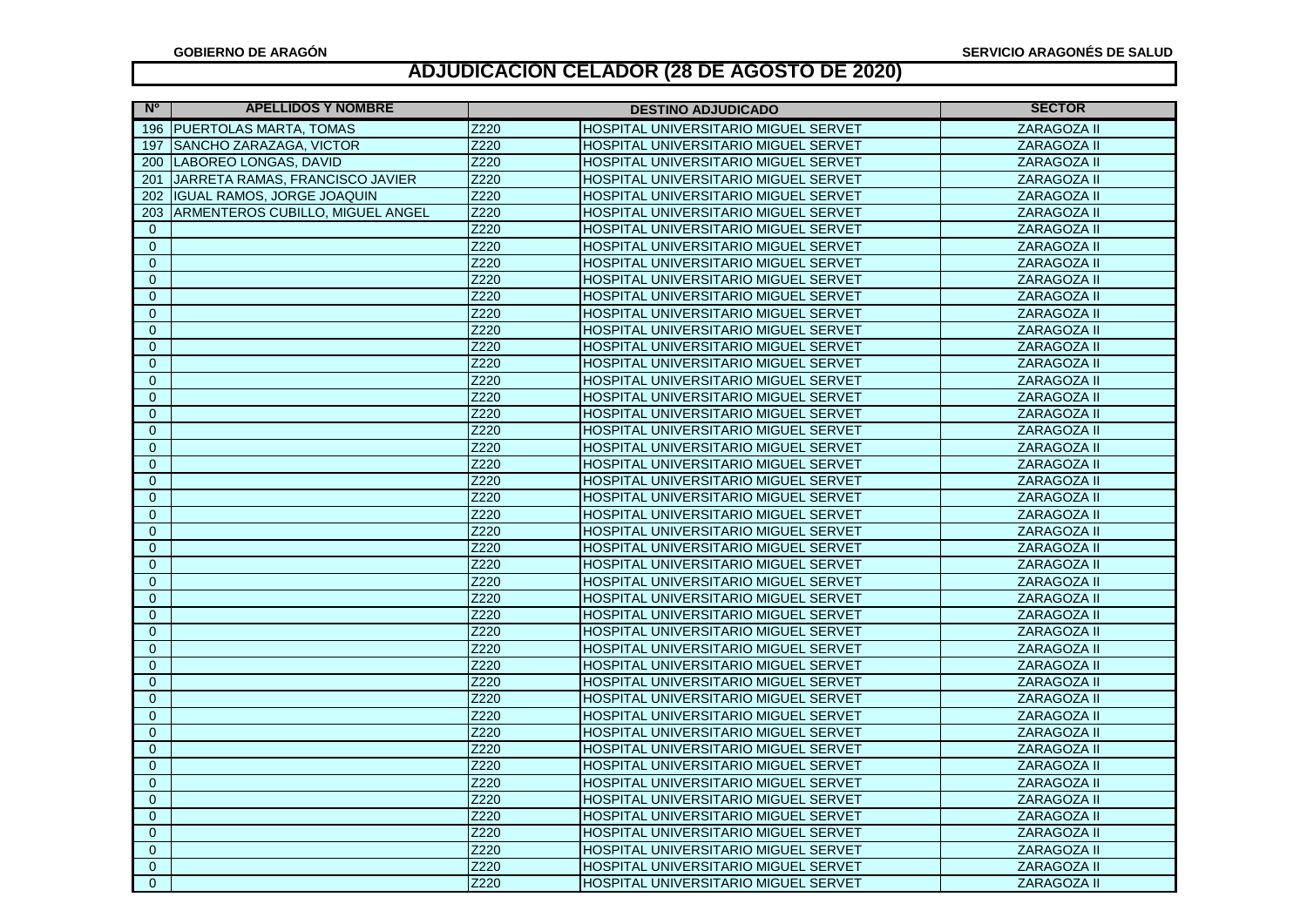# ADJUDICACION CELADOR (28 DE AGOSTO DE 2020)

| Nº | APELLIDOS Y NOMBRE | DESTINO ADJUDICADO | | SECTOR |
|---|---|---|---|---|
| 196 | PUERTOLAS MARTA, TOMAS | Z220 | HOSPITAL UNIVERSITARIO MIGUEL SERVET | ZARAGOZA II |
| 197 | SANCHO ZARAZAGA, VICTOR | Z220 | HOSPITAL UNIVERSITARIO MIGUEL SERVET | ZARAGOZA II |
| 200 | LABOREO LONGAS, DAVID | Z220 | HOSPITAL UNIVERSITARIO MIGUEL SERVET | ZARAGOZA II |
| 201 | JARRETA RAMAS, FRANCISCO JAVIER | Z220 | HOSPITAL UNIVERSITARIO MIGUEL SERVET | ZARAGOZA II |
| 202 | IGUAL RAMOS, JORGE JOAQUIN | Z220 | HOSPITAL UNIVERSITARIO MIGUEL SERVET | ZARAGOZA II |
| 203 | ARMENTEROS CUBILLO, MIGUEL ANGEL | Z220 | HOSPITAL UNIVERSITARIO MIGUEL SERVET | ZARAGOZA II |
| 0 | | Z220 | HOSPITAL UNIVERSITARIO MIGUEL SERVET | ZARAGOZA II |
| 0 | | Z220 | HOSPITAL UNIVERSITARIO MIGUEL SERVET | ZARAGOZA II |
| 0 | | Z220 | HOSPITAL UNIVERSITARIO MIGUEL SERVET | ZARAGOZA II |
| 0 | | Z220 | HOSPITAL UNIVERSITARIO MIGUEL SERVET | ZARAGOZA II |
| 0 | | Z220 | HOSPITAL UNIVERSITARIO MIGUEL SERVET | ZARAGOZA II |
| 0 | | Z220 | HOSPITAL UNIVERSITARIO MIGUEL SERVET | ZARAGOZA II |
| 0 | | Z220 | HOSPITAL UNIVERSITARIO MIGUEL SERVET | ZARAGOZA II |
| 0 | | Z220 | HOSPITAL UNIVERSITARIO MIGUEL SERVET | ZARAGOZA II |
| 0 | | Z220 | HOSPITAL UNIVERSITARIO MIGUEL SERVET | ZARAGOZA II |
| 0 | | Z220 | HOSPITAL UNIVERSITARIO MIGUEL SERVET | ZARAGOZA II |
| 0 | | Z220 | HOSPITAL UNIVERSITARIO MIGUEL SERVET | ZARAGOZA II |
| 0 | | Z220 | HOSPITAL UNIVERSITARIO MIGUEL SERVET | ZARAGOZA II |
| 0 | | Z220 | HOSPITAL UNIVERSITARIO MIGUEL SERVET | ZARAGOZA II |
| 0 | | Z220 | HOSPITAL UNIVERSITARIO MIGUEL SERVET | ZARAGOZA II |
| 0 | | Z220 | HOSPITAL UNIVERSITARIO MIGUEL SERVET | ZARAGOZA II |
| 0 | | Z220 | HOSPITAL UNIVERSITARIO MIGUEL SERVET | ZARAGOZA II |
| 0 | | Z220 | HOSPITAL UNIVERSITARIO MIGUEL SERVET | ZARAGOZA II |
| 0 | | Z220 | HOSPITAL UNIVERSITARIO MIGUEL SERVET | ZARAGOZA II |
| 0 | | Z220 | HOSPITAL UNIVERSITARIO MIGUEL SERVET | ZARAGOZA II |
| 0 | | Z220 | HOSPITAL UNIVERSITARIO MIGUEL SERVET | ZARAGOZA II |
| 0 | | Z220 | HOSPITAL UNIVERSITARIO MIGUEL SERVET | ZARAGOZA II |
| 0 | | Z220 | HOSPITAL UNIVERSITARIO MIGUEL SERVET | ZARAGOZA II |
| 0 | | Z220 | HOSPITAL UNIVERSITARIO MIGUEL SERVET | ZARAGOZA II |
| 0 | | Z220 | HOSPITAL UNIVERSITARIO MIGUEL SERVET | ZARAGOZA II |
| 0 | | Z220 | HOSPITAL UNIVERSITARIO MIGUEL SERVET | ZARAGOZA II |
| 0 | | Z220 | HOSPITAL UNIVERSITARIO MIGUEL SERVET | ZARAGOZA II |
| 0 | | Z220 | HOSPITAL UNIVERSITARIO MIGUEL SERVET | ZARAGOZA II |
| 0 | | Z220 | HOSPITAL UNIVERSITARIO MIGUEL SERVET | ZARAGOZA II |
| 0 | | Z220 | HOSPITAL UNIVERSITARIO MIGUEL SERVET | ZARAGOZA II |
| 0 | | Z220 | HOSPITAL UNIVERSITARIO MIGUEL SERVET | ZARAGOZA II |
| 0 | | Z220 | HOSPITAL UNIVERSITARIO MIGUEL SERVET | ZARAGOZA II |
| 0 | | Z220 | HOSPITAL UNIVERSITARIO MIGUEL SERVET | ZARAGOZA II |
| 0 | | Z220 | HOSPITAL UNIVERSITARIO MIGUEL SERVET | ZARAGOZA II |
| 0 | | Z220 | HOSPITAL UNIVERSITARIO MIGUEL SERVET | ZARAGOZA II |
| 0 | | Z220 | HOSPITAL UNIVERSITARIO MIGUEL SERVET | ZARAGOZA II |
| 0 | | Z220 | HOSPITAL UNIVERSITARIO MIGUEL SERVET | ZARAGOZA II |
| 0 | | Z220 | HOSPITAL UNIVERSITARIO MIGUEL SERVET | ZARAGOZA II |
| 0 | | Z220 | HOSPITAL UNIVERSITARIO MIGUEL SERVET | ZARAGOZA II |
| 0 | | Z220 | HOSPITAL UNIVERSITARIO MIGUEL SERVET | ZARAGOZA II |
| 0 | | Z220 | HOSPITAL UNIVERSITARIO MIGUEL SERVET | ZARAGOZA II |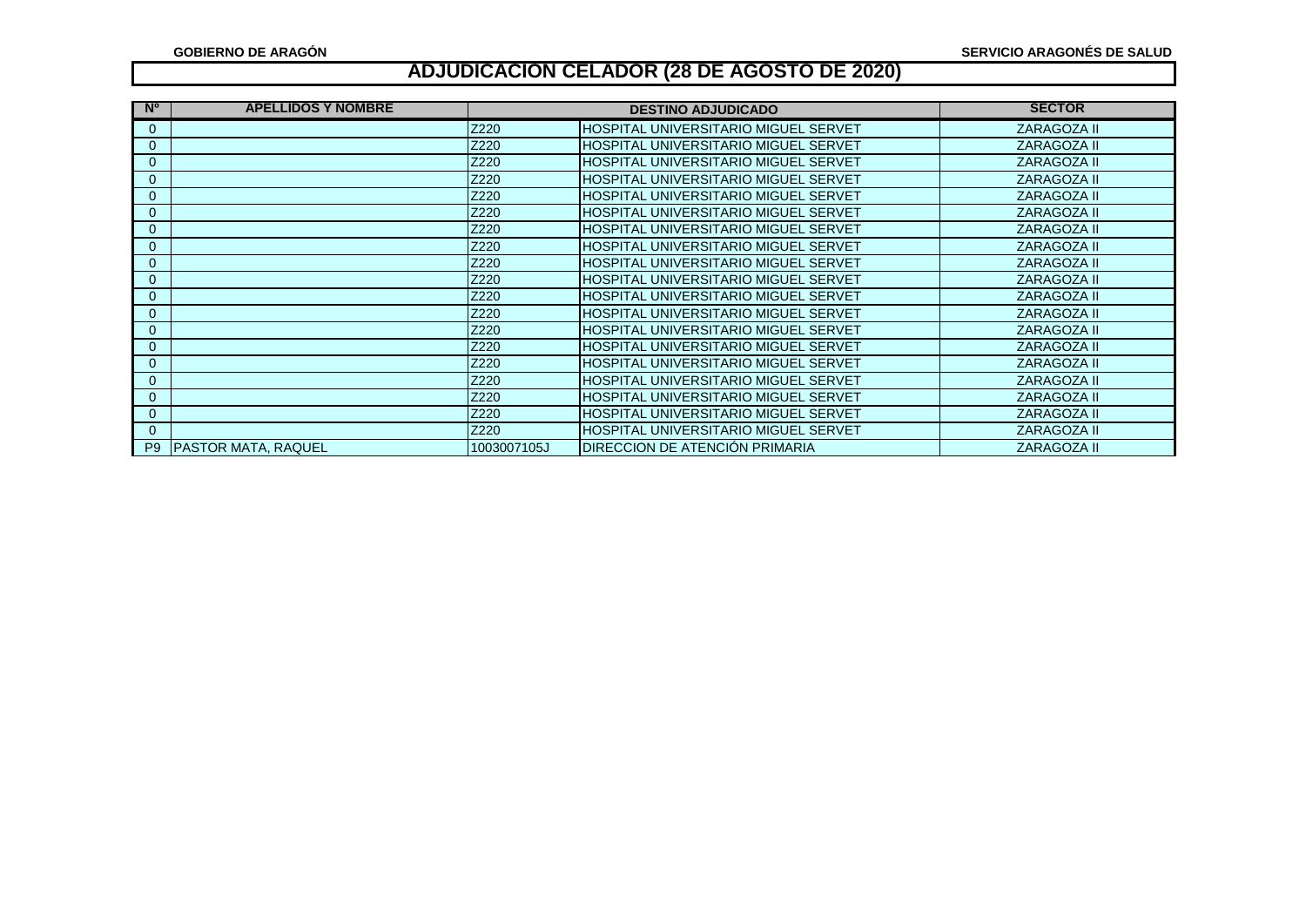**GOBIERNO DE ARAGÓN** **SERVICIO ARAGONÉS DE SALUD**

# ADJUDICACION CELADOR (28 DE AGOSTO DE 2020)

| Nº | APELLIDOS Y NOMBRE | DESTINO ADJUDICADO | | SECTOR |
|---|---|---|---|---|
| 0 | | Z220 | HOSPITAL UNIVERSITARIO MIGUEL SERVET | ZARAGOZA II |
| 0 | | Z220 | HOSPITAL UNIVERSITARIO MIGUEL SERVET | ZARAGOZA II |
| 0 | | Z220 | HOSPITAL UNIVERSITARIO MIGUEL SERVET | ZARAGOZA II |
| 0 | | Z220 | HOSPITAL UNIVERSITARIO MIGUEL SERVET | ZARAGOZA II |
| 0 | | Z220 | HOSPITAL UNIVERSITARIO MIGUEL SERVET | ZARAGOZA II |
| 0 | | Z220 | HOSPITAL UNIVERSITARIO MIGUEL SERVET | ZARAGOZA II |
| 0 | | Z220 | HOSPITAL UNIVERSITARIO MIGUEL SERVET | ZARAGOZA II |
| 0 | | Z220 | HOSPITAL UNIVERSITARIO MIGUEL SERVET | ZARAGOZA II |
| 0 | | Z220 | HOSPITAL UNIVERSITARIO MIGUEL SERVET | ZARAGOZA II |
| 0 | | Z220 | HOSPITAL UNIVERSITARIO MIGUEL SERVET | ZARAGOZA II |
| 0 | | Z220 | HOSPITAL UNIVERSITARIO MIGUEL SERVET | ZARAGOZA II |
| 0 | | Z220 | HOSPITAL UNIVERSITARIO MIGUEL SERVET | ZARAGOZA II |
| 0 | | Z220 | HOSPITAL UNIVERSITARIO MIGUEL SERVET | ZARAGOZA II |
| 0 | | Z220 | HOSPITAL UNIVERSITARIO MIGUEL SERVET | ZARAGOZA II |
| 0 | | Z220 | HOSPITAL UNIVERSITARIO MIGUEL SERVET | ZARAGOZA II |
| 0 | | Z220 | HOSPITAL UNIVERSITARIO MIGUEL SERVET | ZARAGOZA II |
| 0 | | Z220 | HOSPITAL UNIVERSITARIO MIGUEL SERVET | ZARAGOZA II |
| 0 | | Z220 | HOSPITAL UNIVERSITARIO MIGUEL SERVET | ZARAGOZA II |
| 0 | | Z220 | HOSPITAL UNIVERSITARIO MIGUEL SERVET | ZARAGOZA II |
| P9 | PASTOR MATA, RAQUEL | 1003007105J | DIRECCION DE ATENCIÓN PRIMARIA | ZARAGOZA II |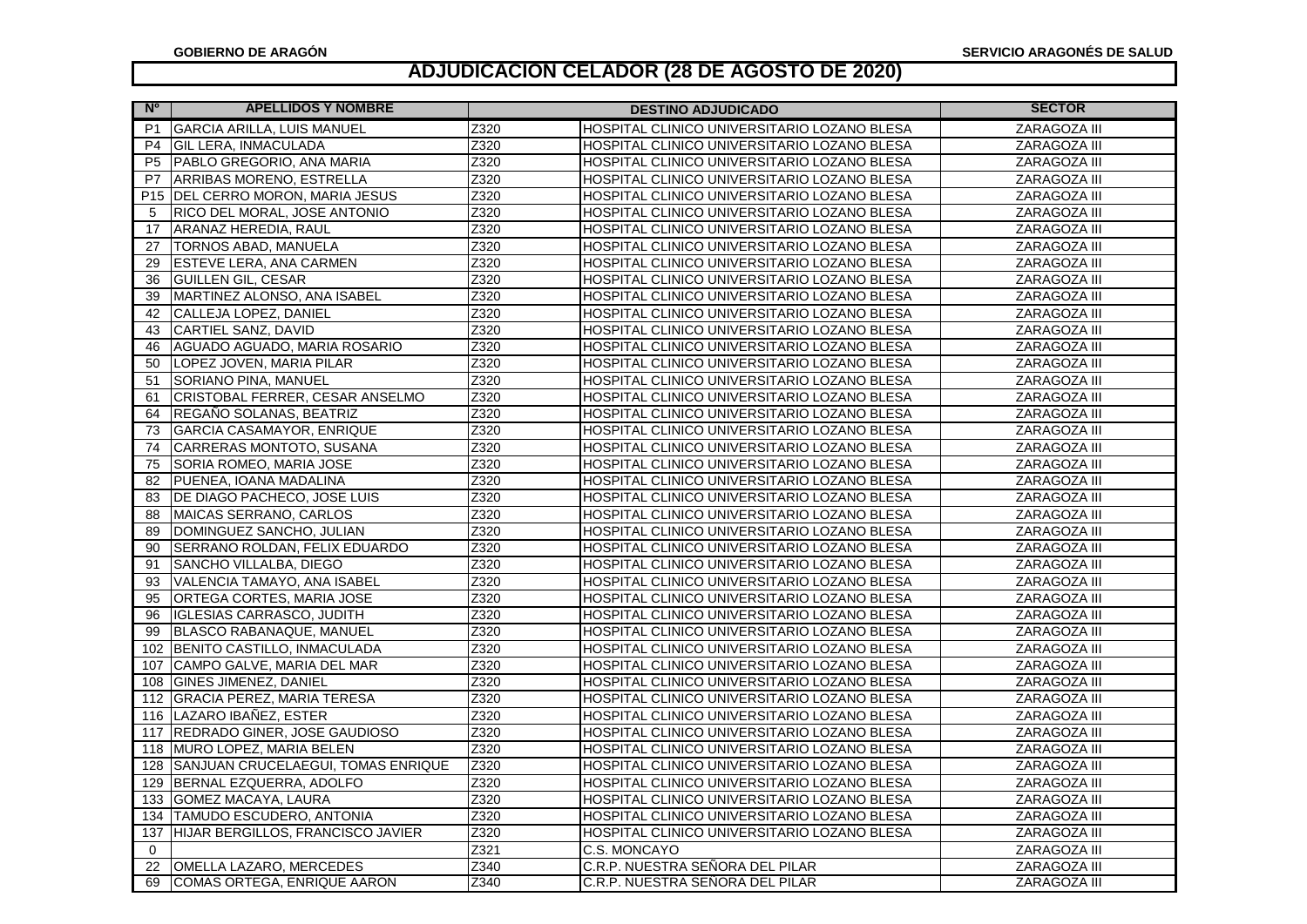GOBIERNO DE ARAGÓN

SERVICIO ARAGONÉS DE SALUD

# ADJUDICACION CELADOR (28 DE AGOSTO DE 2020)

| Nº | APELLIDOS Y NOMBRE | DESTINO ADJUDICADO | | SECTOR |
|---|---|---|---|---|
| P1 | GARCIA ARILLA, LUIS MANUEL | Z320 | HOSPITAL CLINICO UNIVERSITARIO LOZANO BLESA | ZARAGOZA III |
| P4 | GIL LERA, INMACULADA | Z320 | HOSPITAL CLINICO UNIVERSITARIO LOZANO BLESA | ZARAGOZA III |
| P5 | PABLO GREGORIO, ANA MARIA | Z320 | HOSPITAL CLINICO UNIVERSITARIO LOZANO BLESA | ZARAGOZA III |
| P7 | ARRIBAS MORENO, ESTRELLA | Z320 | HOSPITAL CLINICO UNIVERSITARIO LOZANO BLESA | ZARAGOZA III |
| P15 | DEL CERRO MORON, MARIA JESUS | Z320 | HOSPITAL CLINICO UNIVERSITARIO LOZANO BLESA | ZARAGOZA III |
| 5 | RICO DEL MORAL, JOSE ANTONIO | Z320 | HOSPITAL CLINICO UNIVERSITARIO LOZANO BLESA | ZARAGOZA III |
| 17 | ARANAZ HEREDIA, RAUL | Z320 | HOSPITAL CLINICO UNIVERSITARIO LOZANO BLESA | ZARAGOZA III |
| 27 | TORNOS ABAD, MANUELA | Z320 | HOSPITAL CLINICO UNIVERSITARIO LOZANO BLESA | ZARAGOZA III |
| 29 | ESTEVE LERA, ANA CARMEN | Z320 | HOSPITAL CLINICO UNIVERSITARIO LOZANO BLESA | ZARAGOZA III |
| 36 | GUILLEN GIL, CESAR | Z320 | HOSPITAL CLINICO UNIVERSITARIO LOZANO BLESA | ZARAGOZA III |
| 39 | MARTINEZ ALONSO, ANA ISABEL | Z320 | HOSPITAL CLINICO UNIVERSITARIO LOZANO BLESA | ZARAGOZA III |
| 42 | CALLEJA LOPEZ, DANIEL | Z320 | HOSPITAL CLINICO UNIVERSITARIO LOZANO BLESA | ZARAGOZA III |
| 43 | CARTIEL SANZ, DAVID | Z320 | HOSPITAL CLINICO UNIVERSITARIO LOZANO BLESA | ZARAGOZA III |
| 46 | AGUADO AGUADO, MARIA ROSARIO | Z320 | HOSPITAL CLINICO UNIVERSITARIO LOZANO BLESA | ZARAGOZA III |
| 50 | LOPEZ JOVEN, MARIA PILAR | Z320 | HOSPITAL CLINICO UNIVERSITARIO LOZANO BLESA | ZARAGOZA III |
| 51 | SORIANO PINA, MANUEL | Z320 | HOSPITAL CLINICO UNIVERSITARIO LOZANO BLESA | ZARAGOZA III |
| 61 | CRISTOBAL FERRER, CESAR ANSELMO | Z320 | HOSPITAL CLINICO UNIVERSITARIO LOZANO BLESA | ZARAGOZA III |
| 64 | REGAÑO SOLANAS, BEATRIZ | Z320 | HOSPITAL CLINICO UNIVERSITARIO LOZANO BLESA | ZARAGOZA III |
| 73 | GARCIA CASAMAYOR, ENRIQUE | Z320 | HOSPITAL CLINICO UNIVERSITARIO LOZANO BLESA | ZARAGOZA III |
| 74 | CARRERAS MONTOTO, SUSANA | Z320 | HOSPITAL CLINICO UNIVERSITARIO LOZANO BLESA | ZARAGOZA III |
| 75 | SORIA ROMEO, MARIA JOSE | Z320 | HOSPITAL CLINICO UNIVERSITARIO LOZANO BLESA | ZARAGOZA III |
| 82 | PUENEA, IOANA MADALINA | Z320 | HOSPITAL CLINICO UNIVERSITARIO LOZANO BLESA | ZARAGOZA III |
| 83 | DE DIAGO PACHECO, JOSE LUIS | Z320 | HOSPITAL CLINICO UNIVERSITARIO LOZANO BLESA | ZARAGOZA III |
| 88 | MAICAS SERRANO, CARLOS | Z320 | HOSPITAL CLINICO UNIVERSITARIO LOZANO BLESA | ZARAGOZA III |
| 89 | DOMINGUEZ SANCHO, JULIAN | Z320 | HOSPITAL CLINICO UNIVERSITARIO LOZANO BLESA | ZARAGOZA III |
| 90 | SERRANO ROLDAN, FELIX EDUARDO | Z320 | HOSPITAL CLINICO UNIVERSITARIO LOZANO BLESA | ZARAGOZA III |
| 91 | SANCHO VILLALBA, DIEGO | Z320 | HOSPITAL CLINICO UNIVERSITARIO LOZANO BLESA | ZARAGOZA III |
| 93 | VALENCIA TAMAYO, ANA ISABEL | Z320 | HOSPITAL CLINICO UNIVERSITARIO LOZANO BLESA | ZARAGOZA III |
| 95 | ORTEGA CORTES, MARIA JOSE | Z320 | HOSPITAL CLINICO UNIVERSITARIO LOZANO BLESA | ZARAGOZA III |
| 96 | IGLESIAS CARRASCO, JUDITH | Z320 | HOSPITAL CLINICO UNIVERSITARIO LOZANO BLESA | ZARAGOZA III |
| 99 | BLASCO RABANAQUE, MANUEL | Z320 | HOSPITAL CLINICO UNIVERSITARIO LOZANO BLESA | ZARAGOZA III |
| 102 | BENITO CASTILLO, INMACULADA | Z320 | HOSPITAL CLINICO UNIVERSITARIO LOZANO BLESA | ZARAGOZA III |
| 107 | CAMPO GALVE, MARIA DEL MAR | Z320 | HOSPITAL CLINICO UNIVERSITARIO LOZANO BLESA | ZARAGOZA III |
| 108 | GINES JIMENEZ, DANIEL | Z320 | HOSPITAL CLINICO UNIVERSITARIO LOZANO BLESA | ZARAGOZA III |
| 112 | GRACIA PEREZ, MARIA TERESA | Z320 | HOSPITAL CLINICO UNIVERSITARIO LOZANO BLESA | ZARAGOZA III |
| 116 | LAZARO IBAÑEZ, ESTER | Z320 | HOSPITAL CLINICO UNIVERSITARIO LOZANO BLESA | ZARAGOZA III |
| 117 | REDRADO GINER, JOSE GAUDIOSO | Z320 | HOSPITAL CLINICO UNIVERSITARIO LOZANO BLESA | ZARAGOZA III |
| 118 | MURO LOPEZ, MARIA BELEN | Z320 | HOSPITAL CLINICO UNIVERSITARIO LOZANO BLESA | ZARAGOZA III |
| 128 | SANJUAN CRUCELAEGUI, TOMAS ENRIQUE | Z320 | HOSPITAL CLINICO UNIVERSITARIO LOZANO BLESA | ZARAGOZA III |
| 129 | BERNAL EZQUERRA, ADOLFO | Z320 | HOSPITAL CLINICO UNIVERSITARIO LOZANO BLESA | ZARAGOZA III |
| 133 | GOMEZ MACAYA, LAURA | Z320 | HOSPITAL CLINICO UNIVERSITARIO LOZANO BLESA | ZARAGOZA III |
| 134 | TAMUDO ESCUDERO, ANTONIA | Z320 | HOSPITAL CLINICO UNIVERSITARIO LOZANO BLESA | ZARAGOZA III |
| 137 | HIJAR BERGILLOS, FRANCISCO JAVIER | Z320 | HOSPITAL CLINICO UNIVERSITARIO LOZANO BLESA | ZARAGOZA III |
| 0 | | Z321 | C.S. MONCAYO | ZARAGOZA III |
| 22 | OMELLA LAZARO, MERCEDES | Z340 | C.R.P. NUESTRA SEÑORA DEL PILAR | ZARAGOZA III |
| 69 | COMAS ORTEGA, ENRIQUE AARON | Z340 | C.R.P. NUESTRA SEÑORA DEL PILAR | ZARAGOZA III |